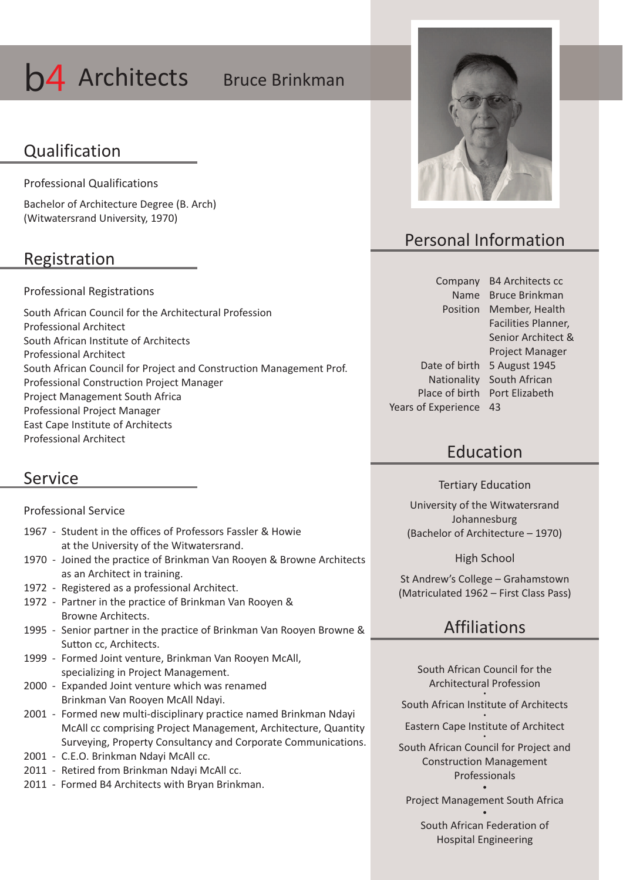# b4 Architects

Bruce Brinkman

## Qualification

Professional Qualifications

Bachelor of Architecture Degree (B. Arch)
(Witwatersrand University, 1970)

## Registration

Professional Registrations

South African Council for the Architectural Profession
Professional Architect
South African Institute of Architects
Professional Architect
South African Council for Project and Construction Management Prof.
Professional Construction Project Manager
Project Management South Africa
Professional Project Manager
East Cape Institute of Architects
Professional Architect

## Service

Professional Service

- 1967 - Student in the offices of Professors Fassler & Howie at the University of the Witwatersrand.
- 1970 - Joined the practice of Brinkman Van Rooyen & Browne Architects as an Architect in training.
- 1972 - Registered as a professional Architect.
- 1972 - Partner in the practice of Brinkman Van Rooyen & Browne Architects.
- 1995 - Senior partner in the practice of Brinkman Van Rooyen Browne & Sutton cc, Architects.
- 1999 - Formed Joint venture, Brinkman Van Rooyen McAll, specializing in Project Management.
- 2000 - Expanded Joint venture which was renamed Brinkman Van Rooyen McAll Ndayi.
- 2001 - Formed new multi-disciplinary practice named Brinkman Ndayi McAll cc comprising Project Management, Architecture, Quantity Surveying, Property Consultancy and Corporate Communications.
- 2001 - C.E.O. Brinkman Ndayi McAll cc.
- 2011 - Retired from Brinkman Ndayi McAll cc.
- 2011 - Formed B4 Architects with Bryan Brinkman.

## Personal Information

| | |
|---|---|
| Company | B4 Architects cc |
| Name | Bruce Brinkman |
| Position | Member, Health Facilities Planner, Senior Architect & Project Manager |
| Date of birth | 5 August 1945 |
| Nationality | South African |
| Place of birth | Port Elizabeth |
| Years of Experience | 43 |

## Education

Tertiary Education

University of the Witwatersrand
Johannesburg
(Bachelor of Architecture – 1970)

High School

St Andrew's College – Grahamstown
(Matriculated 1962 – First Class Pass)

## Affiliations

South African Council for the Architectural Profession
•
South African Institute of Architects
•
Eastern Cape Institute of Architect
•
South African Council for Project and Construction Management Professionals
•
Project Management South Africa
•
South African Federation of Hospital Engineering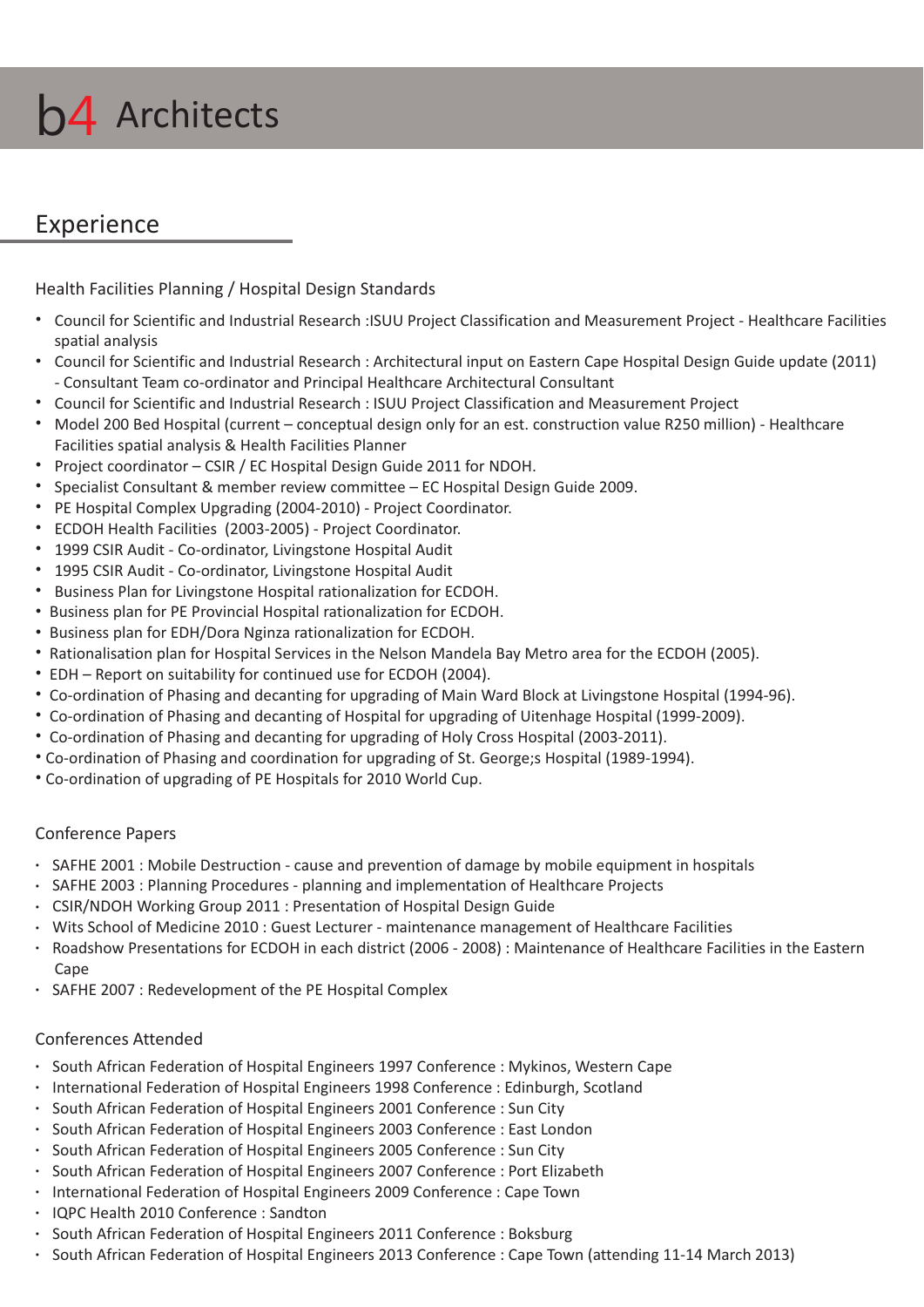# b4 Architects

## Experience

### Health Facilities Planning / Hospital Design Standards

- Council for Scientific and Industrial Research :ISUU Project Classification and Measurement Project - Healthcare Facilities spatial analysis
- Council for Scientific and Industrial Research : Architectural input on Eastern Cape Hospital Design Guide update (2011) - Consultant Team co-ordinator and Principal Healthcare Architectural Consultant
- Council for Scientific and Industrial Research : ISUU Project Classification and Measurement Project
- Model 200 Bed Hospital (current – conceptual design only for an est. construction value R250 million) - Healthcare Facilities spatial analysis & Health Facilities Planner
- Project coordinator – CSIR / EC Hospital Design Guide 2011 for NDOH.
- Specialist Consultant & member review committee – EC Hospital Design Guide 2009.
- PE Hospital Complex Upgrading (2004-2010) - Project Coordinator.
- ECDOH Health Facilities (2003-2005) - Project Coordinator.
- 1999 CSIR Audit - Co-ordinator, Livingstone Hospital Audit
- 1995 CSIR Audit - Co-ordinator, Livingstone Hospital Audit
- Business Plan for Livingstone Hospital rationalization for ECDOH.
- Business plan for PE Provincial Hospital rationalization for ECDOH.
- Business plan for EDH/Dora Nginza rationalization for ECDOH.
- Rationalisation plan for Hospital Services in the Nelson Mandela Bay Metro area for the ECDOH (2005).
- EDH – Report on suitability for continued use for ECDOH (2004).
- Co-ordination of Phasing and decanting for upgrading of Main Ward Block at Livingstone Hospital (1994-96).
- Co-ordination of Phasing and decanting of Hospital for upgrading of Uitenhage Hospital (1999-2009).
- Co-ordination of Phasing and decanting for upgrading of Holy Cross Hospital (2003-2011).
- Co-ordination of Phasing and coordination for upgrading of St. George;s Hospital (1989-1994).
- Co-ordination of upgrading of PE Hospitals for 2010 World Cup.

### Conference Papers

- SAFHE 2001 : Mobile Destruction - cause and prevention of damage by mobile equipment in hospitals
- SAFHE 2003 : Planning Procedures - planning and implementation of Healthcare Projects
- CSIR/NDOH Working Group 2011 : Presentation of Hospital Design Guide
- Wits School of Medicine 2010 : Guest Lecturer - maintenance management of Healthcare Facilities
- Roadshow Presentations for ECDOH in each district (2006 - 2008) : Maintenance of Healthcare Facilities in the Eastern Cape
- SAFHE 2007 : Redevelopment of the PE Hospital Complex

### Conferences Attended

- South African Federation of Hospital Engineers 1997 Conference : Mykinos, Western Cape
- International Federation of Hospital Engineers 1998 Conference : Edinburgh, Scotland
- South African Federation of Hospital Engineers 2001 Conference : Sun City
- South African Federation of Hospital Engineers 2003 Conference : East London
- South African Federation of Hospital Engineers 2005 Conference : Sun City
- South African Federation of Hospital Engineers 2007 Conference : Port Elizabeth
- International Federation of Hospital Engineers 2009 Conference : Cape Town
- IQPC Health 2010 Conference : Sandton
- South African Federation of Hospital Engineers 2011 Conference : Boksburg
- South African Federation of Hospital Engineers 2013 Conference : Cape Town (attending 11-14 March 2013)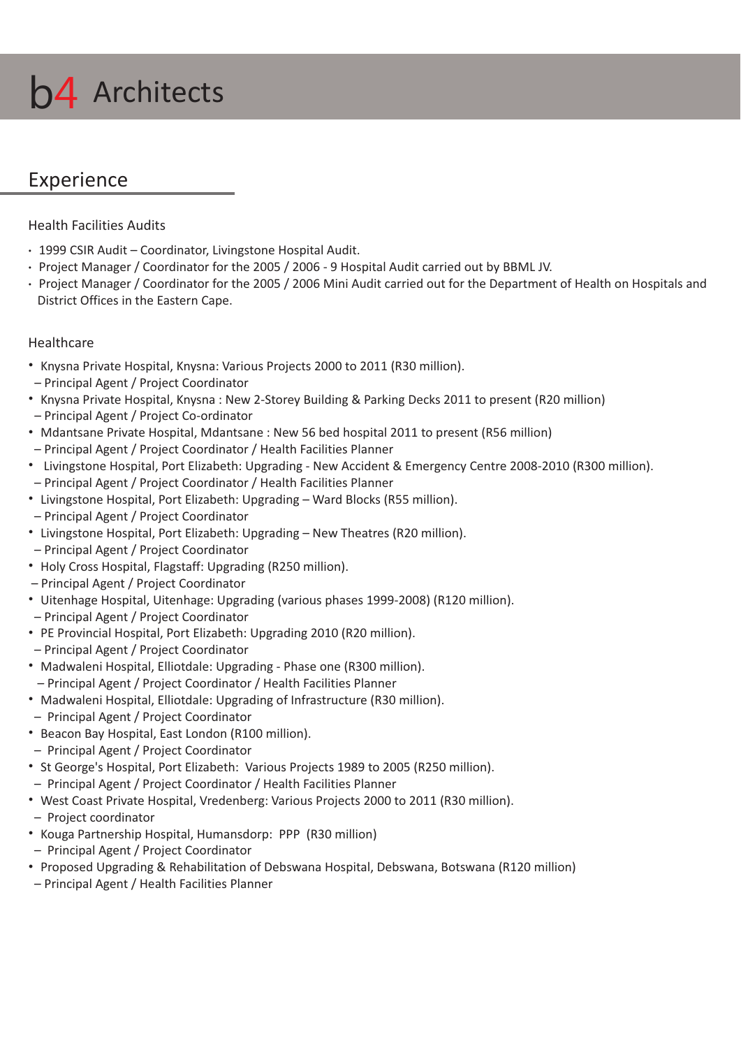# b4 Architects

## Experience

### Health Facilities Audits

- 1999 CSIR Audit – Coordinator, Livingstone Hospital Audit.
- Project Manager / Coordinator for the 2005 / 2006 - 9 Hospital Audit carried out by BBML JV.
- Project Manager / Coordinator for the 2005 / 2006 Mini Audit carried out for the Department of Health on Hospitals and District Offices in the Eastern Cape.

### Healthcare

- Knysna Private Hospital, Knysna: Various Projects 2000 to 2011 (R30 million).
  – Principal Agent / Project Coordinator
- Knysna Private Hospital, Knysna : New 2-Storey Building & Parking Decks 2011 to present (R20 million)
  – Principal Agent / Project Co-ordinator
- Mdantsane Private Hospital, Mdantsane : New 56 bed hospital 2011 to present (R56 million)
  – Principal Agent / Project Coordinator / Health Facilities Planner
- Livingstone Hospital, Port Elizabeth: Upgrading - New Accident & Emergency Centre 2008-2010 (R300 million).
  – Principal Agent / Project Coordinator / Health Facilities Planner
- Livingstone Hospital, Port Elizabeth: Upgrading – Ward Blocks (R55 million).
  – Principal Agent / Project Coordinator
- Livingstone Hospital, Port Elizabeth: Upgrading – New Theatres (R20 million).
  – Principal Agent / Project Coordinator
- Holy Cross Hospital, Flagstaff: Upgrading (R250 million).
  – Principal Agent / Project Coordinator
- Uitenhage Hospital, Uitenhage: Upgrading (various phases 1999-2008) (R120 million).
  – Principal Agent / Project Coordinator
- PE Provincial Hospital, Port Elizabeth: Upgrading 2010 (R20 million).
  – Principal Agent / Project Coordinator
- Madwaleni Hospital, Elliotdale: Upgrading - Phase one (R300 million).
  – Principal Agent / Project Coordinator / Health Facilities Planner
- Madwaleni Hospital, Elliotdale: Upgrading of Infrastructure (R30 million).
  – Principal Agent / Project Coordinator
- Beacon Bay Hospital, East London (R100 million).
  – Principal Agent / Project Coordinator
- St George's Hospital, Port Elizabeth: Various Projects 1989 to 2005 (R250 million).
  – Principal Agent / Project Coordinator / Health Facilities Planner
- West Coast Private Hospital, Vredenberg: Various Projects 2000 to 2011 (R30 million).
  – Project coordinator
- Kouga Partnership Hospital, Humansdorp: PPP (R30 million)
  – Principal Agent / Project Coordinator
- Proposed Upgrading & Rehabilitation of Debswana Hospital, Debswana, Botswana (R120 million)
  – Principal Agent / Health Facilities Planner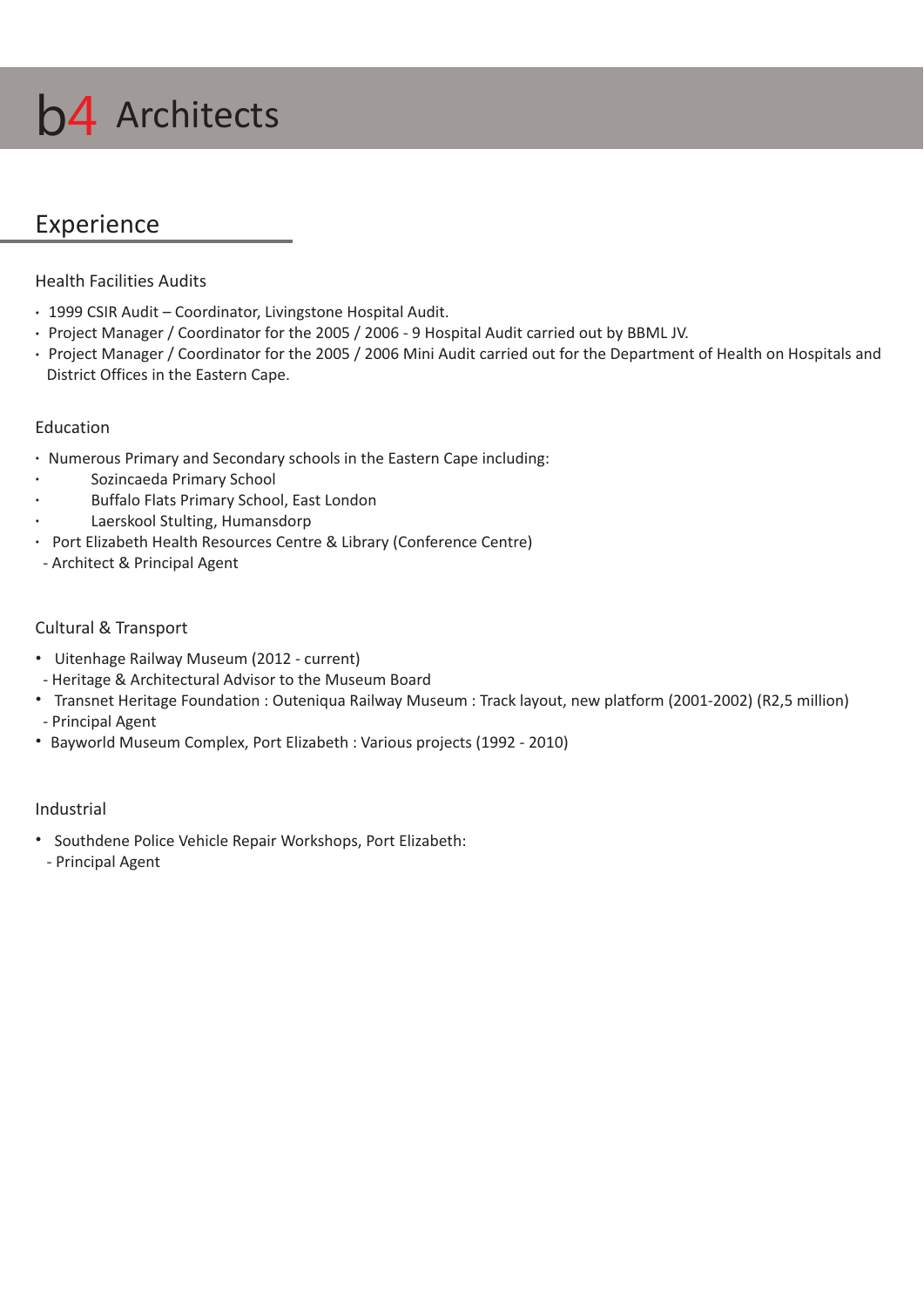# b4 Architects

## Experience

### Health Facilities Audits

- 1999 CSIR Audit – Coordinator, Livingstone Hospital Audit.
- Project Manager / Coordinator for the 2005 / 2006 - 9 Hospital Audit carried out by BBML JV.
- Project Manager / Coordinator for the 2005 / 2006 Mini Audit carried out for the Department of Health on Hospitals and District Offices in the Eastern Cape.

### Education

- Numerous Primary and Secondary schools in the Eastern Cape including:
- Sozincaeda Primary School
- Buffalo Flats Primary School, East London
- Laerskool Stulting, Humansdorp
- Port Elizabeth Health Resources Centre & Library (Conference Centre)
  - Architect & Principal Agent

### Cultural & Transport

- Uitenhage Railway Museum (2012 - current)
  - Heritage & Architectural Advisor to the Museum Board
- Transnet Heritage Foundation : Outeniqua Railway Museum : Track layout, new platform (2001-2002) (R2,5 million)
  - Principal Agent
- Bayworld Museum Complex, Port Elizabeth : Various projects (1992 - 2010)

### Industrial

- Southdene Police Vehicle Repair Workshops, Port Elizabeth:
  - Principal Agent